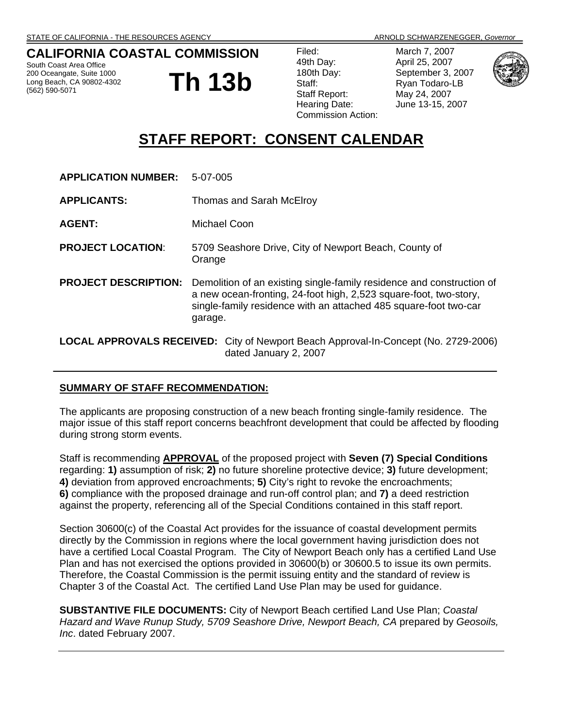STATE OF CALIFORNIA - THE RESOURCES AGENCY — ARNOLD SCHWARZENEGGER, *Governor*

**CALIFORNIA COASTAL COMMISSION**
South Coast Area Office
200 Oceangate, Suite 1000
Long Beach, CA 90802-4302
(562) 590-5071

# Th 13b

| | |
|---|---|
| Filed: | March 7, 2007 |
| 49th Day: | April 25, 2007 |
| 180th Day: | September 3, 2007 |
| Staff: | Ryan Todaro-LB |
| Staff Report: | May 24, 2007 |
| Hearing Date: | June 13-15, 2007 |
| Commission Action: | |

## STAFF REPORT: CONSENT CALENDAR

**APPLICATION NUMBER:** 5-07-005

**APPLICANTS:** Thomas and Sarah McElroy

**AGENT:** Michael Coon

**PROJECT LOCATION**: 5709 Seashore Drive, City of Newport Beach, County of Orange

**PROJECT DESCRIPTION:** Demolition of an existing single-family residence and construction of a new ocean-fronting, 24-foot high, 2,523 square-foot, two-story, single-family residence with an attached 485 square-foot two-car garage.

**LOCAL APPROVALS RECEIVED:** City of Newport Beach Approval-In-Concept (No. 2729-2006) dated January 2, 2007

---

**SUMMARY OF STAFF RECOMMENDATION:**

The applicants are proposing construction of a new beach fronting single-family residence. The major issue of this staff report concerns beachfront development that could be affected by flooding during strong storm events.

Staff is recommending **APPROVAL** of the proposed project with **Seven (7) Special Conditions** regarding: **1)** assumption of risk; **2)** no future shoreline protective device; **3)** future development; **4)** deviation from approved encroachments; **5)** City's right to revoke the encroachments; **6)** compliance with the proposed drainage and run-off control plan; and **7)** a deed restriction against the property, referencing all of the Special Conditions contained in this staff report.

Section 30600(c) of the Coastal Act provides for the issuance of coastal development permits directly by the Commission in regions where the local government having jurisdiction does not have a certified Local Coastal Program. The City of Newport Beach only has a certified Land Use Plan and has not exercised the options provided in 30600(b) or 30600.5 to issue its own permits. Therefore, the Coastal Commission is the permit issuing entity and the standard of review is Chapter 3 of the Coastal Act. The certified Land Use Plan may be used for guidance.

**SUBSTANTIVE FILE DOCUMENTS:** City of Newport Beach certified Land Use Plan; *Coastal Hazard and Wave Runup Study, 5709 Seashore Drive, Newport Beach, CA* prepared by *Geosoils, Inc*. dated February 2007.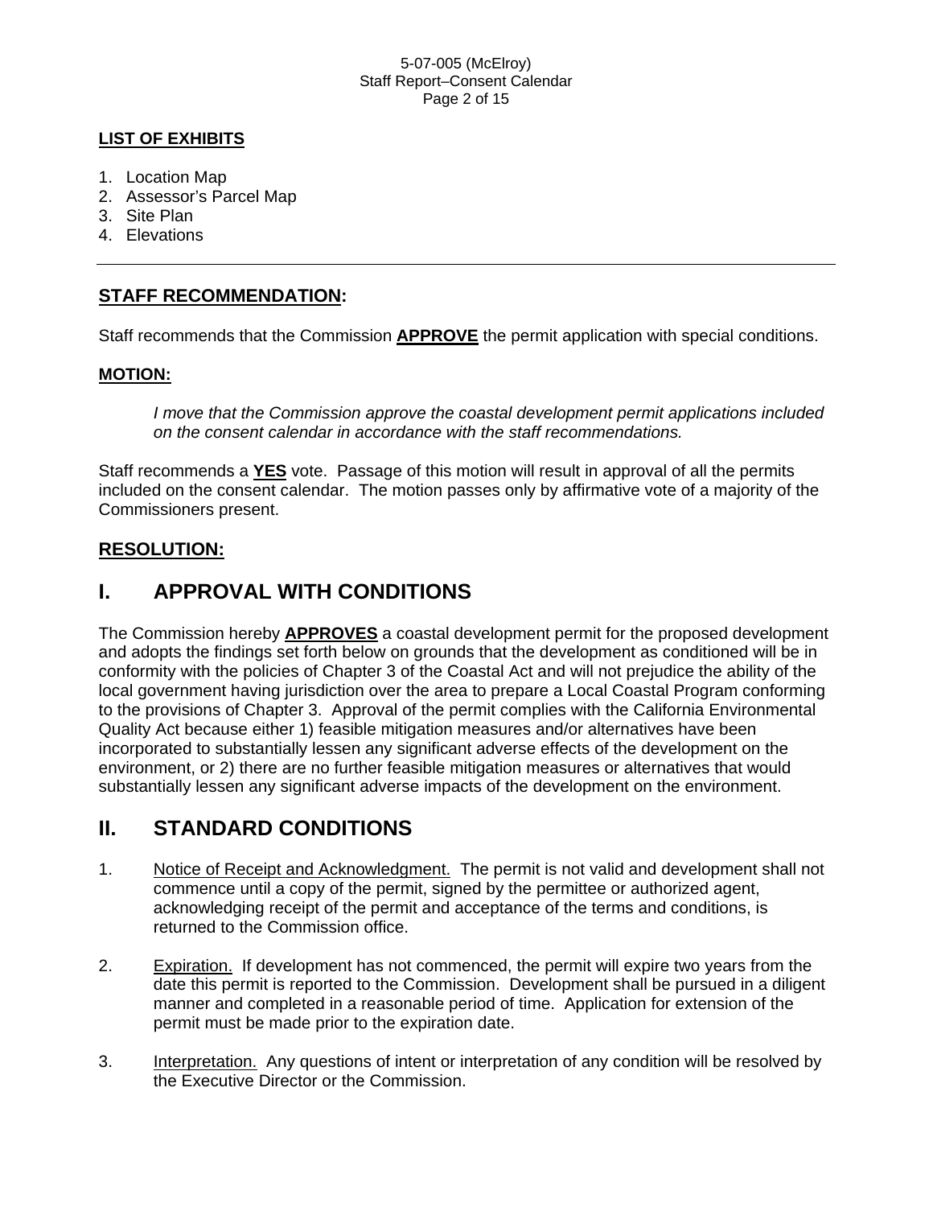**LIST OF EXHIBITS**

1. Location Map
2. Assessor's Parcel Map
3. Site Plan
4. Elevations

---

## STAFF RECOMMENDATION:

Staff recommends that the Commission **APPROVE** the permit application with special conditions.

**MOTION:**

> *I move that the Commission approve the coastal development permit applications included on the consent calendar in accordance with the staff recommendations.*

Staff recommends a **YES** vote. Passage of this motion will result in approval of all the permits included on the consent calendar. The motion passes only by affirmative vote of a majority of the Commissioners present.

## RESOLUTION:

# I. APPROVAL WITH CONDITIONS

The Commission hereby **APPROVES** a coastal development permit for the proposed development and adopts the findings set forth below on grounds that the development as conditioned will be in conformity with the policies of Chapter 3 of the Coastal Act and will not prejudice the ability of the local government having jurisdiction over the area to prepare a Local Coastal Program conforming to the provisions of Chapter 3. Approval of the permit complies with the California Environmental Quality Act because either 1) feasible mitigation measures and/or alternatives have been incorporated to substantially lessen any significant adverse effects of the development on the environment, or 2) there are no further feasible mitigation measures or alternatives that would substantially lessen any significant adverse impacts of the development on the environment.

# II. STANDARD CONDITIONS

1. Notice of Receipt and Acknowledgment. The permit is not valid and development shall not commence until a copy of the permit, signed by the permittee or authorized agent, acknowledging receipt of the permit and acceptance of the terms and conditions, is returned to the Commission office.

2. Expiration. If development has not commenced, the permit will expire two years from the date this permit is reported to the Commission. Development shall be pursued in a diligent manner and completed in a reasonable period of time. Application for extension of the permit must be made prior to the expiration date.

3. Interpretation. Any questions of intent or interpretation of any condition will be resolved by the Executive Director or the Commission.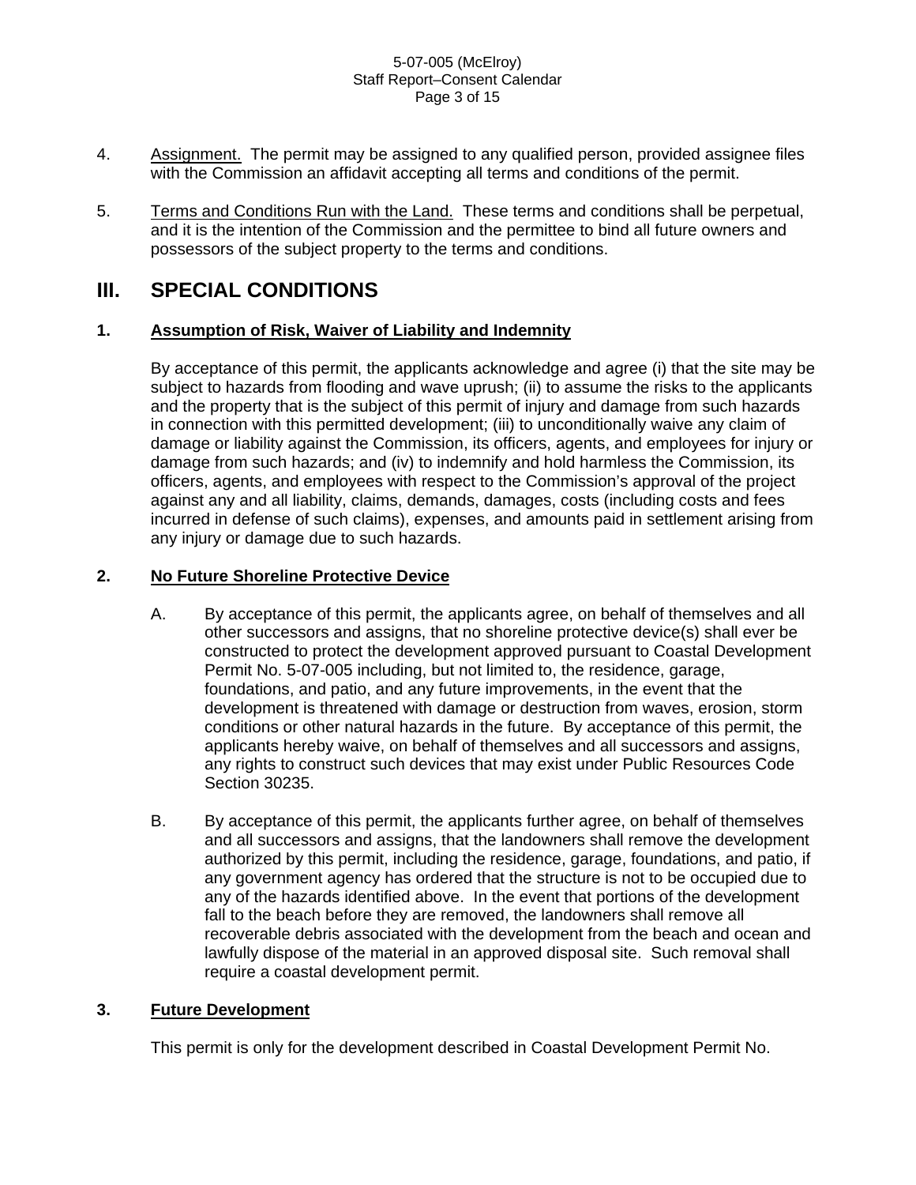4. Assignment. The permit may be assigned to any qualified person, provided assignee files with the Commission an affidavit accepting all terms and conditions of the permit.

5. Terms and Conditions Run with the Land. These terms and conditions shall be perpetual, and it is the intention of the Commission and the permittee to bind all future owners and possessors of the subject property to the terms and conditions.

# III. SPECIAL CONDITIONS

### 1. Assumption of Risk, Waiver of Liability and Indemnity

By acceptance of this permit, the applicants acknowledge and agree (i) that the site may be subject to hazards from flooding and wave uprush; (ii) to assume the risks to the applicants and the property that is the subject of this permit of injury and damage from such hazards in connection with this permitted development; (iii) to unconditionally waive any claim of damage or liability against the Commission, its officers, agents, and employees for injury or damage from such hazards; and (iv) to indemnify and hold harmless the Commission, its officers, agents, and employees with respect to the Commission's approval of the project against any and all liability, claims, demands, damages, costs (including costs and fees incurred in defense of such claims), expenses, and amounts paid in settlement arising from any injury or damage due to such hazards.

### 2. No Future Shoreline Protective Device

A. By acceptance of this permit, the applicants agree, on behalf of themselves and all other successors and assigns, that no shoreline protective device(s) shall ever be constructed to protect the development approved pursuant to Coastal Development Permit No. 5-07-005 including, but not limited to, the residence, garage, foundations, and patio, and any future improvements, in the event that the development is threatened with damage or destruction from waves, erosion, storm conditions or other natural hazards in the future. By acceptance of this permit, the applicants hereby waive, on behalf of themselves and all successors and assigns, any rights to construct such devices that may exist under Public Resources Code Section 30235.

B. By acceptance of this permit, the applicants further agree, on behalf of themselves and all successors and assigns, that the landowners shall remove the development authorized by this permit, including the residence, garage, foundations, and patio, if any government agency has ordered that the structure is not to be occupied due to any of the hazards identified above. In the event that portions of the development fall to the beach before they are removed, the landowners shall remove all recoverable debris associated with the development from the beach and ocean and lawfully dispose of the material in an approved disposal site. Such removal shall require a coastal development permit.

### 3. Future Development

This permit is only for the development described in Coastal Development Permit No.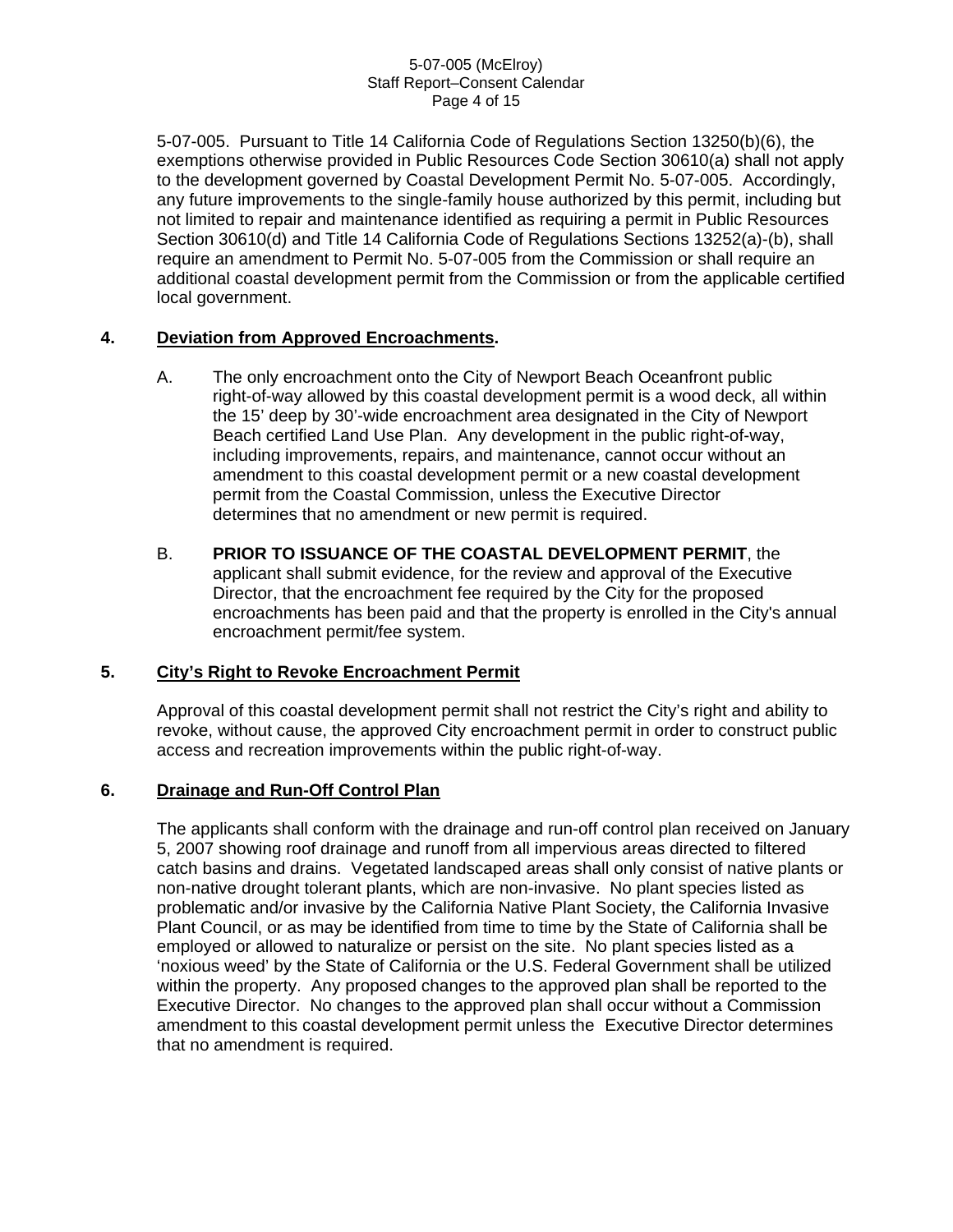5-07-005. Pursuant to Title 14 California Code of Regulations Section 13250(b)(6), the exemptions otherwise provided in Public Resources Code Section 30610(a) shall not apply to the development governed by Coastal Development Permit No. 5-07-005. Accordingly, any future improvements to the single-family house authorized by this permit, including but not limited to repair and maintenance identified as requiring a permit in Public Resources Section 30610(d) and Title 14 California Code of Regulations Sections 13252(a)-(b), shall require an amendment to Permit No. 5-07-005 from the Commission or shall require an additional coastal development permit from the Commission or from the applicable certified local government.

**4. Deviation from Approved Encroachments.**

A. The only encroachment onto the City of Newport Beach Oceanfront public right-of-way allowed by this coastal development permit is a wood deck, all within the 15' deep by 30'-wide encroachment area designated in the City of Newport Beach certified Land Use Plan. Any development in the public right-of-way, including improvements, repairs, and maintenance, cannot occur without an amendment to this coastal development permit or a new coastal development permit from the Coastal Commission, unless the Executive Director determines that no amendment or new permit is required.

B. **PRIOR TO ISSUANCE OF THE COASTAL DEVELOPMENT PERMIT**, the applicant shall submit evidence, for the review and approval of the Executive Director, that the encroachment fee required by the City for the proposed encroachments has been paid and that the property is enrolled in the City's annual encroachment permit/fee system.

**5. City's Right to Revoke Encroachment Permit**

Approval of this coastal development permit shall not restrict the City's right and ability to revoke, without cause, the approved City encroachment permit in order to construct public access and recreation improvements within the public right-of-way.

**6. Drainage and Run-Off Control Plan**

The applicants shall conform with the drainage and run-off control plan received on January 5, 2007 showing roof drainage and runoff from all impervious areas directed to filtered catch basins and drains. Vegetated landscaped areas shall only consist of native plants or non-native drought tolerant plants, which are non-invasive. No plant species listed as problematic and/or invasive by the California Native Plant Society, the California Invasive Plant Council, or as may be identified from time to time by the State of California shall be employed or allowed to naturalize or persist on the site. No plant species listed as a 'noxious weed' by the State of California or the U.S. Federal Government shall be utilized within the property. Any proposed changes to the approved plan shall be reported to the Executive Director. No changes to the approved plan shall occur without a Commission amendment to this coastal development permit unless the Executive Director determines that no amendment is required.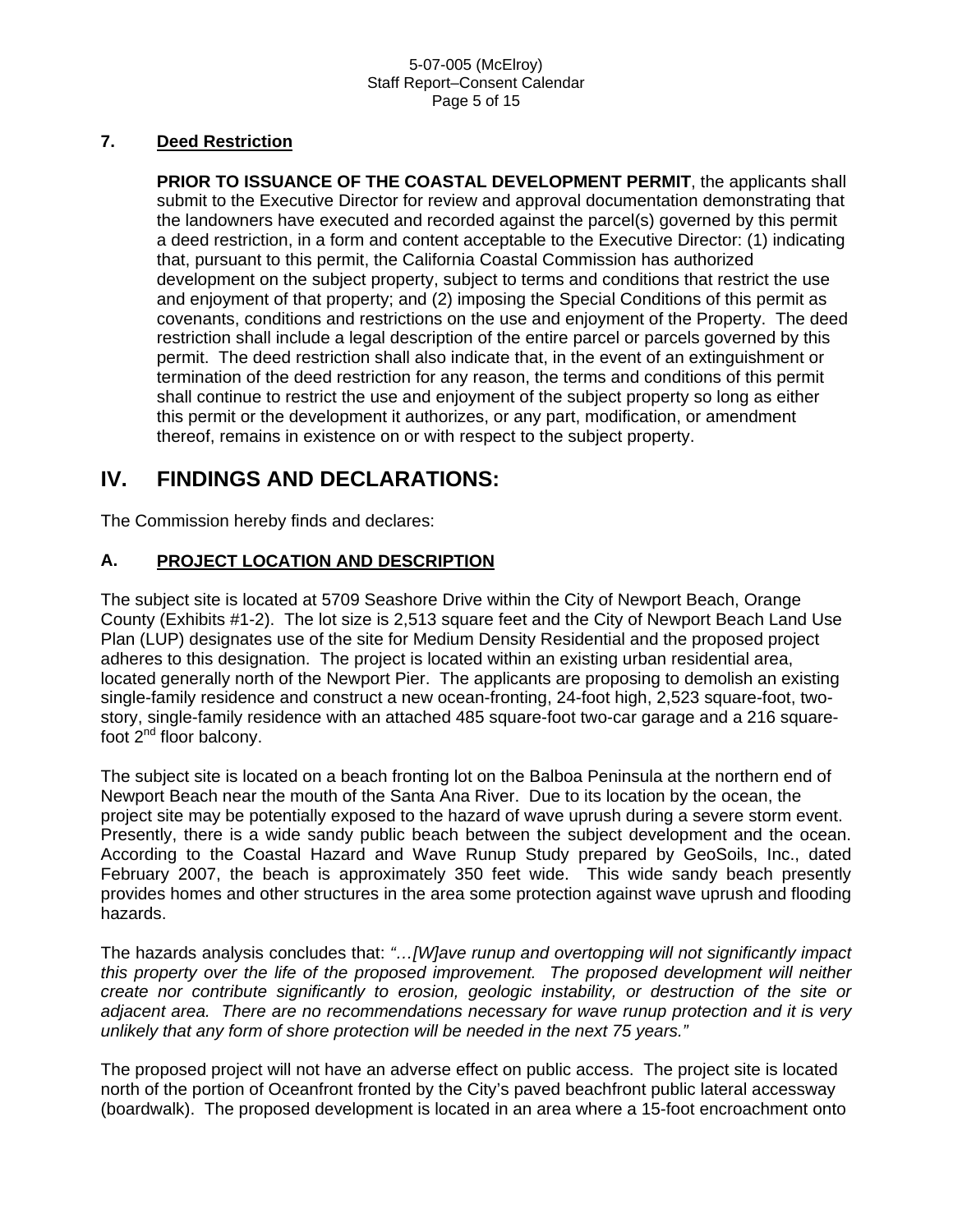### 7. <u>Deed Restriction</u>

**PRIOR TO ISSUANCE OF THE COASTAL DEVELOPMENT PERMIT**, the applicants shall submit to the Executive Director for review and approval documentation demonstrating that the landowners have executed and recorded against the parcel(s) governed by this permit a deed restriction, in a form and content acceptable to the Executive Director: (1) indicating that, pursuant to this permit, the California Coastal Commission has authorized development on the subject property, subject to terms and conditions that restrict the use and enjoyment of that property; and (2) imposing the Special Conditions of this permit as covenants, conditions and restrictions on the use and enjoyment of the Property. The deed restriction shall include a legal description of the entire parcel or parcels governed by this permit. The deed restriction shall also indicate that, in the event of an extinguishment or termination of the deed restriction for any reason, the terms and conditions of this permit shall continue to restrict the use and enjoyment of the subject property so long as either this permit or the development it authorizes, or any part, modification, or amendment thereof, remains in existence on or with respect to the subject property.

## IV. FINDINGS AND DECLARATIONS:

The Commission hereby finds and declares:

### A. <u>PROJECT LOCATION AND DESCRIPTION</u>

The subject site is located at 5709 Seashore Drive within the City of Newport Beach, Orange County (Exhibits #1-2). The lot size is 2,513 square feet and the City of Newport Beach Land Use Plan (LUP) designates use of the site for Medium Density Residential and the proposed project adheres to this designation. The project is located within an existing urban residential area, located generally north of the Newport Pier. The applicants are proposing to demolish an existing single-family residence and construct a new ocean-fronting, 24-foot high, 2,523 square-foot, two-story, single-family residence with an attached 485 square-foot two-car garage and a 216 square-foot 2nd floor balcony.

The subject site is located on a beach fronting lot on the Balboa Peninsula at the northern end of Newport Beach near the mouth of the Santa Ana River. Due to its location by the ocean, the project site may be potentially exposed to the hazard of wave uprush during a severe storm event. Presently, there is a wide sandy public beach between the subject development and the ocean. According to the Coastal Hazard and Wave Runup Study prepared by GeoSoils, Inc., dated February 2007, the beach is approximately 350 feet wide. This wide sandy beach presently provides homes and other structures in the area some protection against wave uprush and flooding hazards.

The hazards analysis concludes that: *"…[W]ave runup and overtopping will not significantly impact this property over the life of the proposed improvement. The proposed development will neither create nor contribute significantly to erosion, geologic instability, or destruction of the site or adjacent area. There are no recommendations necessary for wave runup protection and it is very unlikely that any form of shore protection will be needed in the next 75 years."*

The proposed project will not have an adverse effect on public access. The project site is located north of the portion of Oceanfront fronted by the City's paved beachfront public lateral accessway (boardwalk). The proposed development is located in an area where a 15-foot encroachment onto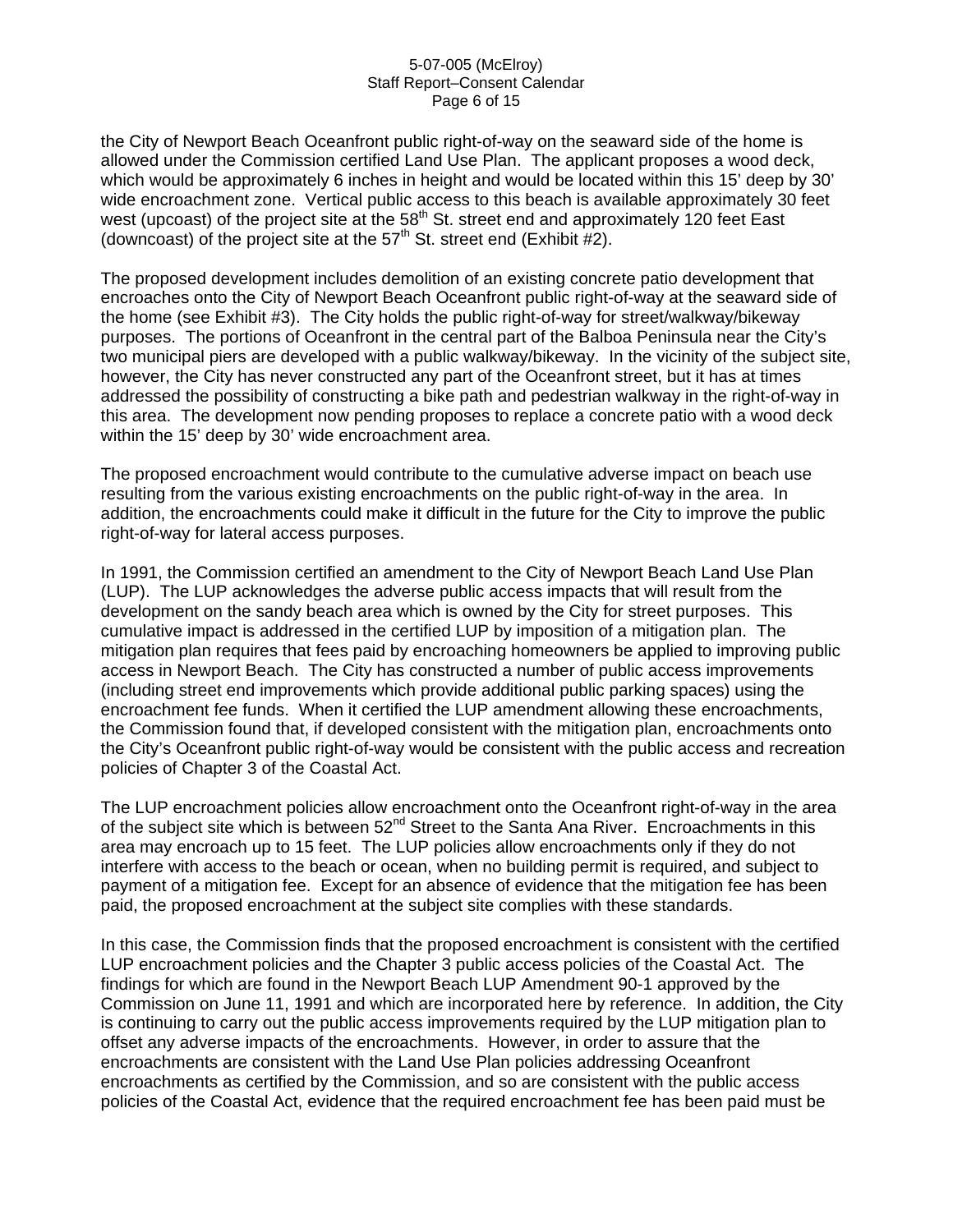the City of Newport Beach Oceanfront public right-of-way on the seaward side of the home is allowed under the Commission certified Land Use Plan. The applicant proposes a wood deck, which would be approximately 6 inches in height and would be located within this 15' deep by 30' wide encroachment zone. Vertical public access to this beach is available approximately 30 feet west (upcoast) of the project site at the 58th St. street end and approximately 120 feet East (downcoast) of the project site at the 57th St. street end (Exhibit #2).

The proposed development includes demolition of an existing concrete patio development that encroaches onto the City of Newport Beach Oceanfront public right-of-way at the seaward side of the home (see Exhibit #3). The City holds the public right-of-way for street/walkway/bikeway purposes. The portions of Oceanfront in the central part of the Balboa Peninsula near the City's two municipal piers are developed with a public walkway/bikeway. In the vicinity of the subject site, however, the City has never constructed any part of the Oceanfront street, but it has at times addressed the possibility of constructing a bike path and pedestrian walkway in the right-of-way in this area. The development now pending proposes to replace a concrete patio with a wood deck within the 15' deep by 30' wide encroachment area.

The proposed encroachment would contribute to the cumulative adverse impact on beach use resulting from the various existing encroachments on the public right-of-way in the area. In addition, the encroachments could make it difficult in the future for the City to improve the public right-of-way for lateral access purposes.

In 1991, the Commission certified an amendment to the City of Newport Beach Land Use Plan (LUP). The LUP acknowledges the adverse public access impacts that will result from the development on the sandy beach area which is owned by the City for street purposes. This cumulative impact is addressed in the certified LUP by imposition of a mitigation plan. The mitigation plan requires that fees paid by encroaching homeowners be applied to improving public access in Newport Beach. The City has constructed a number of public access improvements (including street end improvements which provide additional public parking spaces) using the encroachment fee funds. When it certified the LUP amendment allowing these encroachments, the Commission found that, if developed consistent with the mitigation plan, encroachments onto the City's Oceanfront public right-of-way would be consistent with the public access and recreation policies of Chapter 3 of the Coastal Act.

The LUP encroachment policies allow encroachment onto the Oceanfront right-of-way in the area of the subject site which is between 52nd Street to the Santa Ana River. Encroachments in this area may encroach up to 15 feet. The LUP policies allow encroachments only if they do not interfere with access to the beach or ocean, when no building permit is required, and subject to payment of a mitigation fee. Except for an absence of evidence that the mitigation fee has been paid, the proposed encroachment at the subject site complies with these standards.

In this case, the Commission finds that the proposed encroachment is consistent with the certified LUP encroachment policies and the Chapter 3 public access policies of the Coastal Act. The findings for which are found in the Newport Beach LUP Amendment 90-1 approved by the Commission on June 11, 1991 and which are incorporated here by reference. In addition, the City is continuing to carry out the public access improvements required by the LUP mitigation plan to offset any adverse impacts of the encroachments. However, in order to assure that the encroachments are consistent with the Land Use Plan policies addressing Oceanfront encroachments as certified by the Commission, and so are consistent with the public access policies of the Coastal Act, evidence that the required encroachment fee has been paid must be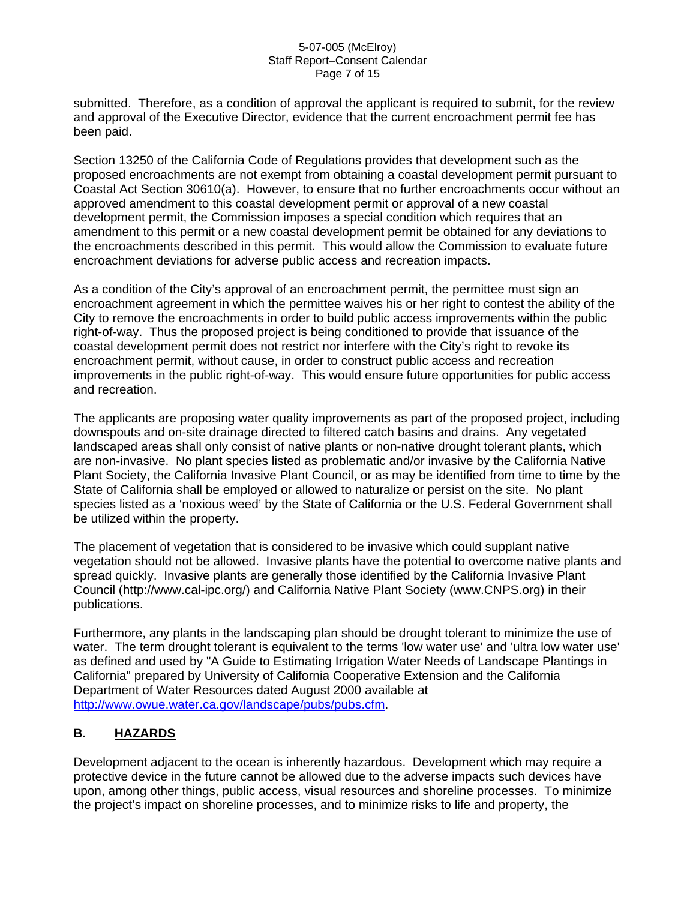submitted. Therefore, as a condition of approval the applicant is required to submit, for the review and approval of the Executive Director, evidence that the current encroachment permit fee has been paid.

Section 13250 of the California Code of Regulations provides that development such as the proposed encroachments are not exempt from obtaining a coastal development permit pursuant to Coastal Act Section 30610(a). However, to ensure that no further encroachments occur without an approved amendment to this coastal development permit or approval of a new coastal development permit, the Commission imposes a special condition which requires that an amendment to this permit or a new coastal development permit be obtained for any deviations to the encroachments described in this permit. This would allow the Commission to evaluate future encroachment deviations for adverse public access and recreation impacts.

As a condition of the City's approval of an encroachment permit, the permittee must sign an encroachment agreement in which the permittee waives his or her right to contest the ability of the City to remove the encroachments in order to build public access improvements within the public right-of-way. Thus the proposed project is being conditioned to provide that issuance of the coastal development permit does not restrict nor interfere with the City's right to revoke its encroachment permit, without cause, in order to construct public access and recreation improvements in the public right-of-way. This would ensure future opportunities for public access and recreation.

The applicants are proposing water quality improvements as part of the proposed project, including downspouts and on-site drainage directed to filtered catch basins and drains. Any vegetated landscaped areas shall only consist of native plants or non-native drought tolerant plants, which are non-invasive. No plant species listed as problematic and/or invasive by the California Native Plant Society, the California Invasive Plant Council, or as may be identified from time to time by the State of California shall be employed or allowed to naturalize or persist on the site. No plant species listed as a 'noxious weed' by the State of California or the U.S. Federal Government shall be utilized within the property.

The placement of vegetation that is considered to be invasive which could supplant native vegetation should not be allowed. Invasive plants have the potential to overcome native plants and spread quickly. Invasive plants are generally those identified by the California Invasive Plant Council (http://www.cal-ipc.org/) and California Native Plant Society (www.CNPS.org) in their publications.

Furthermore, any plants in the landscaping plan should be drought tolerant to minimize the use of water. The term drought tolerant is equivalent to the terms 'low water use' and 'ultra low water use' as defined and used by "A Guide to Estimating Irrigation Water Needs of Landscape Plantings in California" prepared by University of California Cooperative Extension and the California Department of Water Resources dated August 2000 available at http://www.owue.water.ca.gov/landscape/pubs/pubs.cfm.

## B. HAZARDS

Development adjacent to the ocean is inherently hazardous. Development which may require a protective device in the future cannot be allowed due to the adverse impacts such devices have upon, among other things, public access, visual resources and shoreline processes. To minimize the project's impact on shoreline processes, and to minimize risks to life and property, the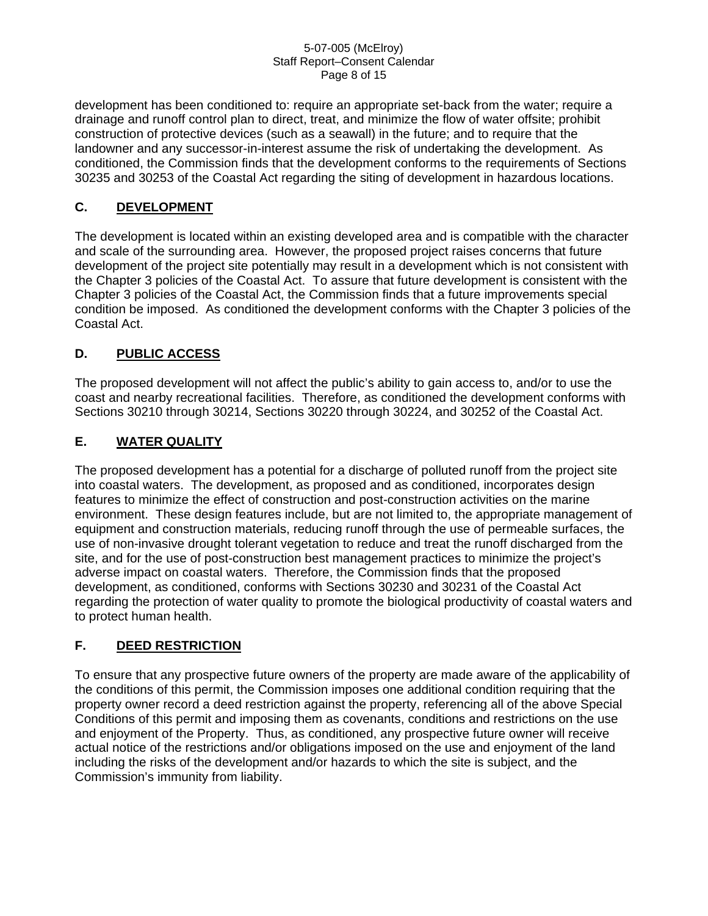development has been conditioned to: require an appropriate set-back from the water; require a drainage and runoff control plan to direct, treat, and minimize the flow of water offsite; prohibit construction of protective devices (such as a seawall) in the future; and to require that the landowner and any successor-in-interest assume the risk of undertaking the development. As conditioned, the Commission finds that the development conforms to the requirements of Sections 30235 and 30253 of the Coastal Act regarding the siting of development in hazardous locations.

## C. DEVELOPMENT

The development is located within an existing developed area and is compatible with the character and scale of the surrounding area. However, the proposed project raises concerns that future development of the project site potentially may result in a development which is not consistent with the Chapter 3 policies of the Coastal Act. To assure that future development is consistent with the Chapter 3 policies of the Coastal Act, the Commission finds that a future improvements special condition be imposed. As conditioned the development conforms with the Chapter 3 policies of the Coastal Act.

## D. PUBLIC ACCESS

The proposed development will not affect the public's ability to gain access to, and/or to use the coast and nearby recreational facilities. Therefore, as conditioned the development conforms with Sections 30210 through 30214, Sections 30220 through 30224, and 30252 of the Coastal Act.

## E. WATER QUALITY

The proposed development has a potential for a discharge of polluted runoff from the project site into coastal waters. The development, as proposed and as conditioned, incorporates design features to minimize the effect of construction and post-construction activities on the marine environment. These design features include, but are not limited to, the appropriate management of equipment and construction materials, reducing runoff through the use of permeable surfaces, the use of non-invasive drought tolerant vegetation to reduce and treat the runoff discharged from the site, and for the use of post-construction best management practices to minimize the project's adverse impact on coastal waters. Therefore, the Commission finds that the proposed development, as conditioned, conforms with Sections 30230 and 30231 of the Coastal Act regarding the protection of water quality to promote the biological productivity of coastal waters and to protect human health.

## F. DEED RESTRICTION

To ensure that any prospective future owners of the property are made aware of the applicability of the conditions of this permit, the Commission imposes one additional condition requiring that the property owner record a deed restriction against the property, referencing all of the above Special Conditions of this permit and imposing them as covenants, conditions and restrictions on the use and enjoyment of the Property. Thus, as conditioned, any prospective future owner will receive actual notice of the restrictions and/or obligations imposed on the use and enjoyment of the land including the risks of the development and/or hazards to which the site is subject, and the Commission's immunity from liability.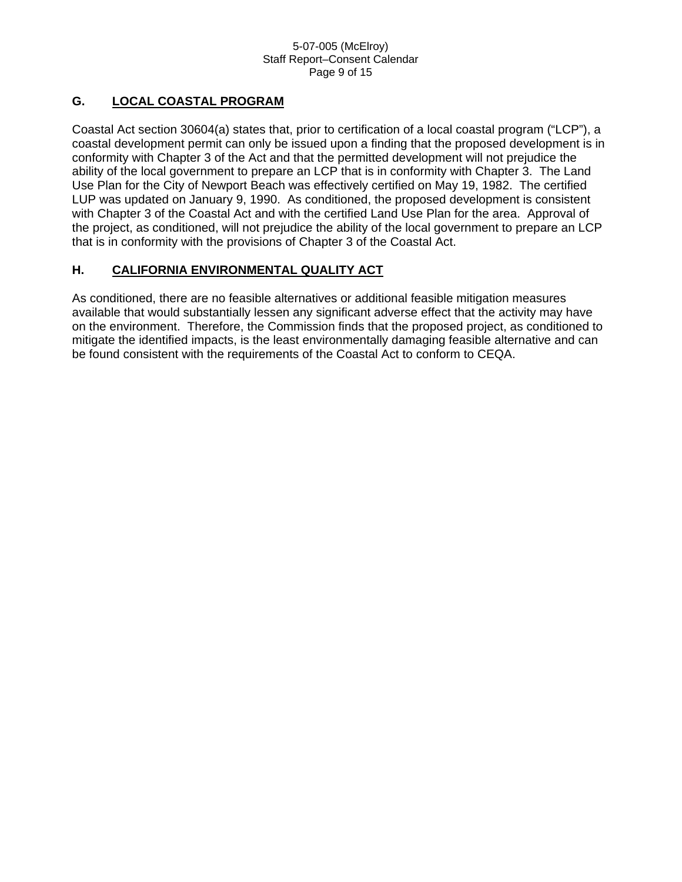## G. LOCAL COASTAL PROGRAM

Coastal Act section 30604(a) states that, prior to certification of a local coastal program ("LCP"), a coastal development permit can only be issued upon a finding that the proposed development is in conformity with Chapter 3 of the Act and that the permitted development will not prejudice the ability of the local government to prepare an LCP that is in conformity with Chapter 3. The Land Use Plan for the City of Newport Beach was effectively certified on May 19, 1982. The certified LUP was updated on January 9, 1990. As conditioned, the proposed development is consistent with Chapter 3 of the Coastal Act and with the certified Land Use Plan for the area. Approval of the project, as conditioned, will not prejudice the ability of the local government to prepare an LCP that is in conformity with the provisions of Chapter 3 of the Coastal Act.

## H. CALIFORNIA ENVIRONMENTAL QUALITY ACT

As conditioned, there are no feasible alternatives or additional feasible mitigation measures available that would substantially lessen any significant adverse effect that the activity may have on the environment. Therefore, the Commission finds that the proposed project, as conditioned to mitigate the identified impacts, is the least environmentally damaging feasible alternative and can be found consistent with the requirements of the Coastal Act to conform to CEQA.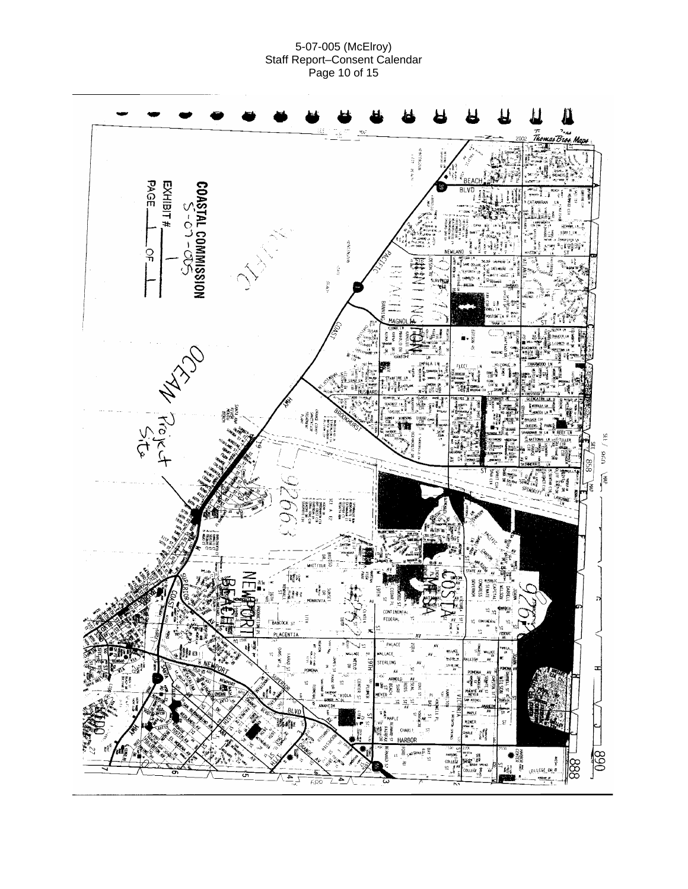COASTAL COMMISSION

5-07-005

EXHIBIT # 1

PAGE 1 OF 1

OCEAN

Project Site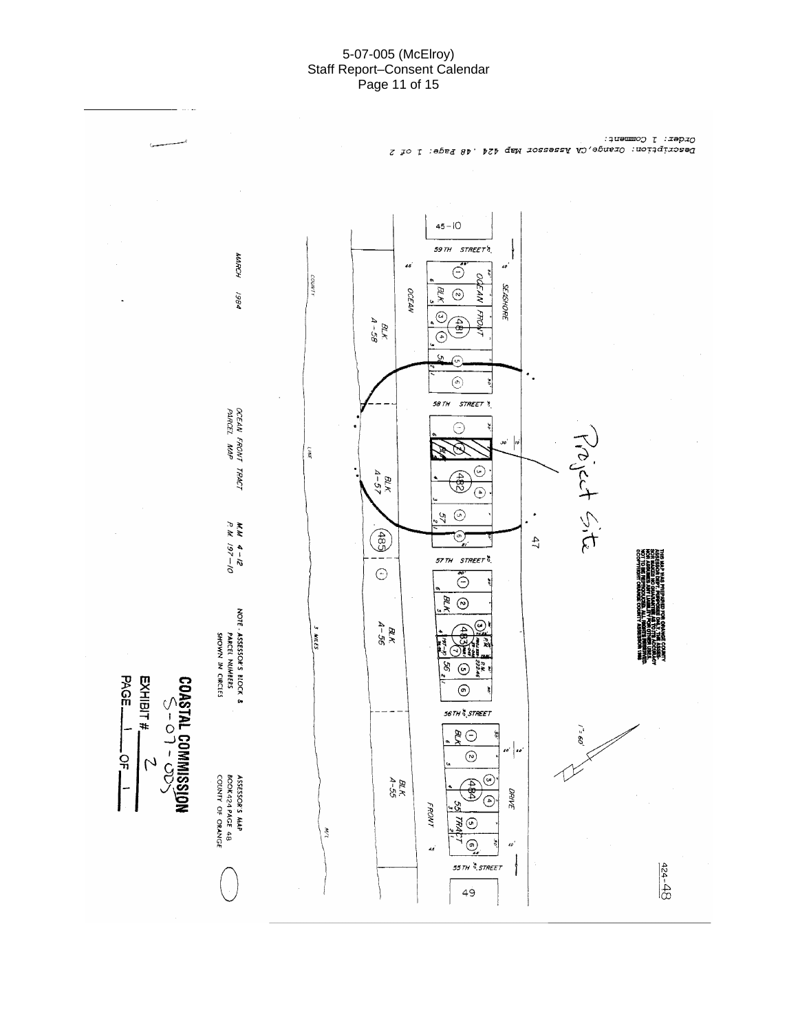Description: Orange,CA Assessor Map 424.48 Page: 1 of 2

Order: 1 Comment:

Project Site

45-10

59TH STREET

58TH STREET

57TH STREET

56TH STREET

55TH STREET

49

47

SEASHORE

OCEAN FRONT

DRIVE

FRONT

TRACT

OCEAN

BLK. A-58

BLK. A-57

BLK. A-56

BLK. A-55

481

482

483

484

485

COUNTY LINE

3 MILES

M/L

1" = 60'

THIS MAP WAS PREPARED FOR ORANGE COUNTY ASSESSOR DEPT. PURPOSES ONLY. THE ASSESSOR MAKES NO GUARANTEE AS TO ITS ACCURACY NOR ASSUMES ANY LIABILITY FOR OTHER USES. NOT TO BE REPRODUCED. ALL RIGHTS RESERVED. ©COPYRIGHT ORANGE COUNTY ASSESSOR 1998

MARCH 1984

OCEAN FRONT TRACT
PARCEL MAP

M.M. 4-12
P.M. 197-10

NOTE - ASSESSOR'S BLOCK & PARCEL NUMBERS SHOWN IN CIRCLES

ASSESSOR'S MAP
BOOK 424 PAGE 48
COUNTY OF ORANGE

424-48

**COASTAL COMMISSION**
5-07-005

EXHIBIT # 2

PAGE 1 OF 1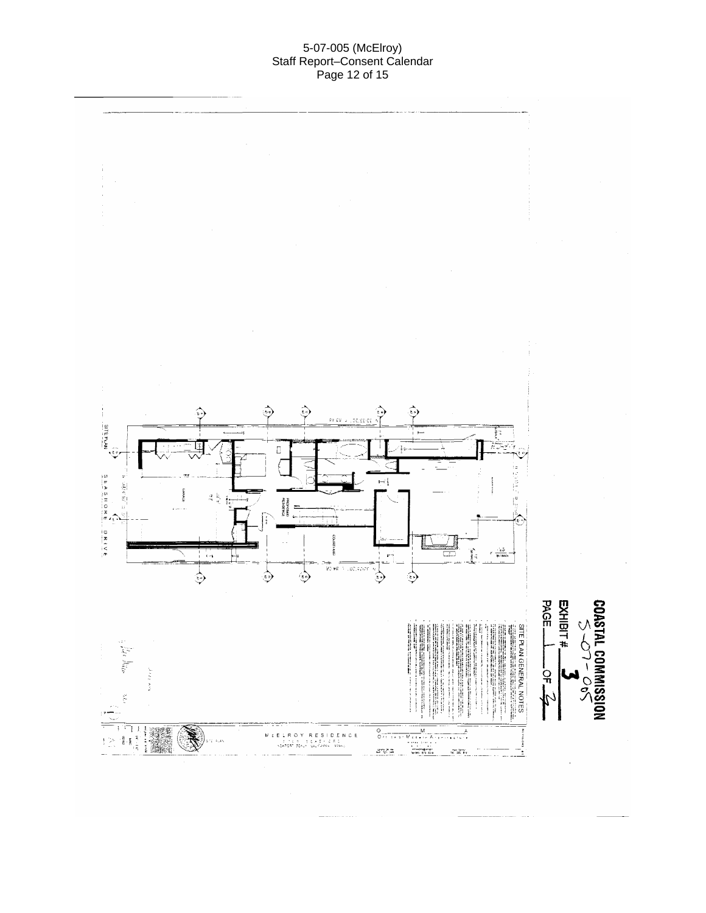SITE PLAN

SEASHORE DRIVE

GARAGE

PROPOSED RESIDENCE

COURTYARD

SITE PLAN GENERAL NOTES

McELROY RESIDENCE

SITE PLAN

COASTAL COMMISSION
5-07-005

EXHIBIT # 3

PAGE 1 OF 4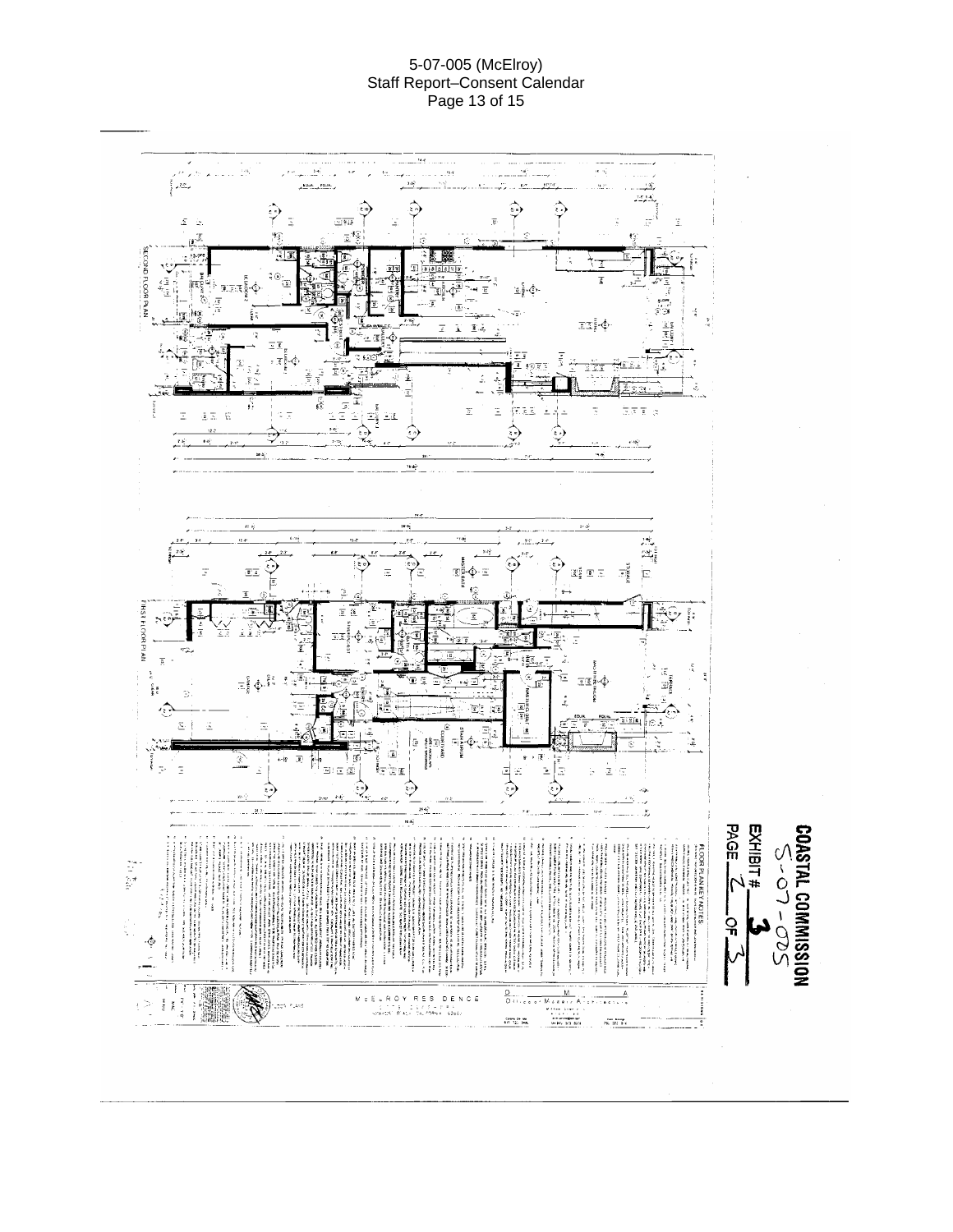SECOND FLOOR PLAN

FIRST FLOOR PLAN

FLOOR PLAN KEY NOTES

COASTAL COMMISSION
5-07-005
EXHIBIT # 3
PAGE 2 OF 3

McELROY RESIDENCE

NEWPORT BEACH, CALIFORNIA

D M A
Office of Modern Architecture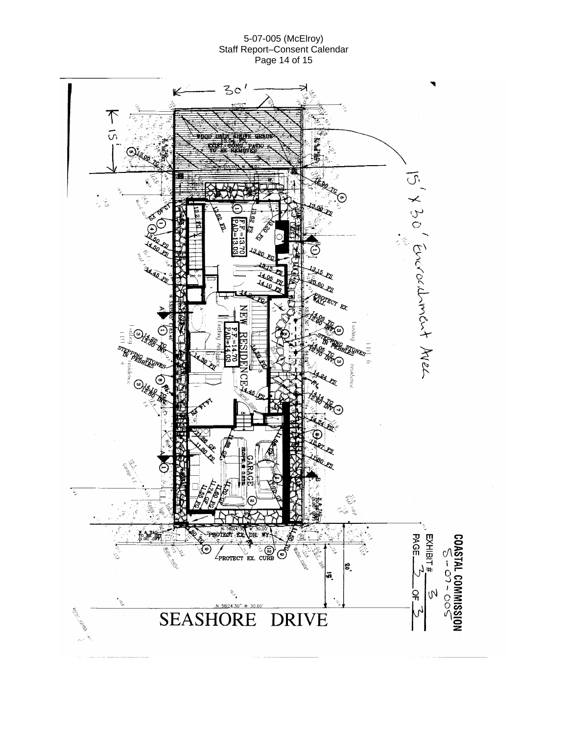30'

15'

15' x 30' Encroachment Area

WOOD DECK ABOVE GRADE
13.54 FS
EXIST. CONC. PATIO & TO BE REMOVED

NEW RESIDENCE

F.F.=13.70
PAD=13.03

F.F.=14.70
PAD=14.03

GARAGE

PROTECT EX. WALL

STEPPING STONES IN PEBBLES

PROTECT EX. DR. WY.

PROTECT EX. CURB

N 56°24'30" W 30.00'

20'

15'

SEASHORE DRIVE

COASTAL COMMISSION
5-07-005
EXHIBIT # 3
PAGE 3 OF 3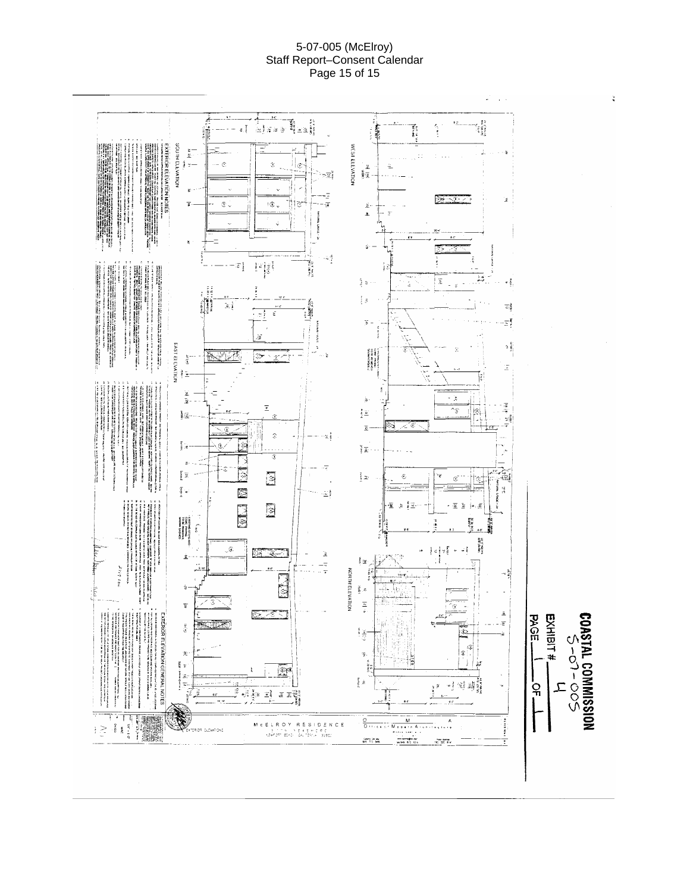COASTAL COMMISSION
5-07-005
EXHIBIT # 4
PAGE 1 OF 1

SOUTH ELEVATION

WEST ELEVATION

EAST ELEVATION

NORTH ELEVATION

EXTERIOR ELEVATION NOTES

EXTERIOR ELEVATION GENERAL NOTES

MCELROY RESIDENCE

EXTERIOR ELEVATIONS

OMA
Office of Modern Architecture